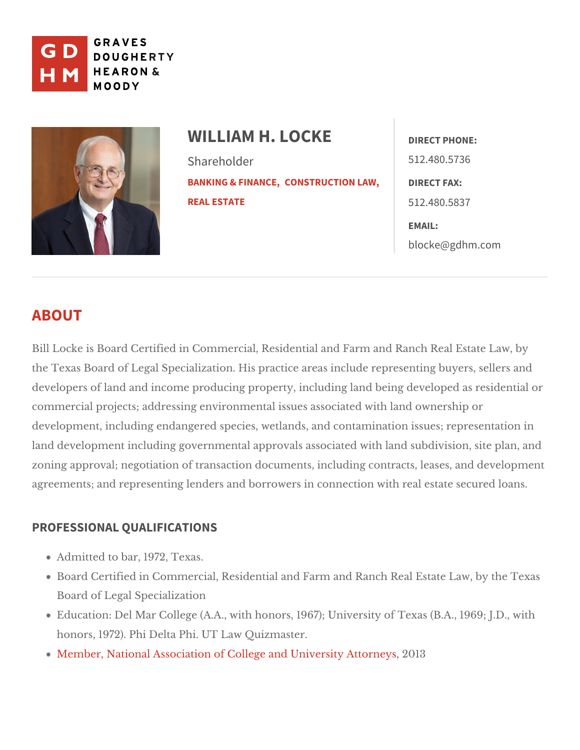GRAVES DOUGHERTY HEARON & MOODY

# WILLIAM H. LOCKE

Shareholder

BANKING & FINANCE, CONSTRUCTION LAW, REAL ESTATE

**DIRECT PHONE:**
512.480.5736

**DIRECT FAX:**
512.480.5837

**EMAIL:**
blocke@gdhm.com

## ABOUT

Bill Locke is Board Certified in Commercial, Residential and Farm and Ranch Real Estate Law, by the Texas Board of Legal Specialization. His practice areas include representing buyers, sellers and developers of land and income producing property, including land being developed as residential or commercial projects; addressing environmental issues associated with land ownership or development, including endangered species, wetlands, and contamination issues; representation in land development including governmental approvals associated with land subdivision, site plan, and zoning approval; negotiation of transaction documents, including contracts, leases, and development agreements; and representing lenders and borrowers in connection with real estate secured loans.

### PROFESSIONAL QUALIFICATIONS

- Admitted to bar, 1972, Texas.
- Board Certified in Commercial, Residential and Farm and Ranch Real Estate Law, by the Texas Board of Legal Specialization
- Education: Del Mar College (A.A., with honors, 1967); University of Texas (B.A., 1969; J.D., with honors, 1972). Phi Delta Phi. UT Law Quizmaster.
- Member, National Association of College and University Attorneys, 2013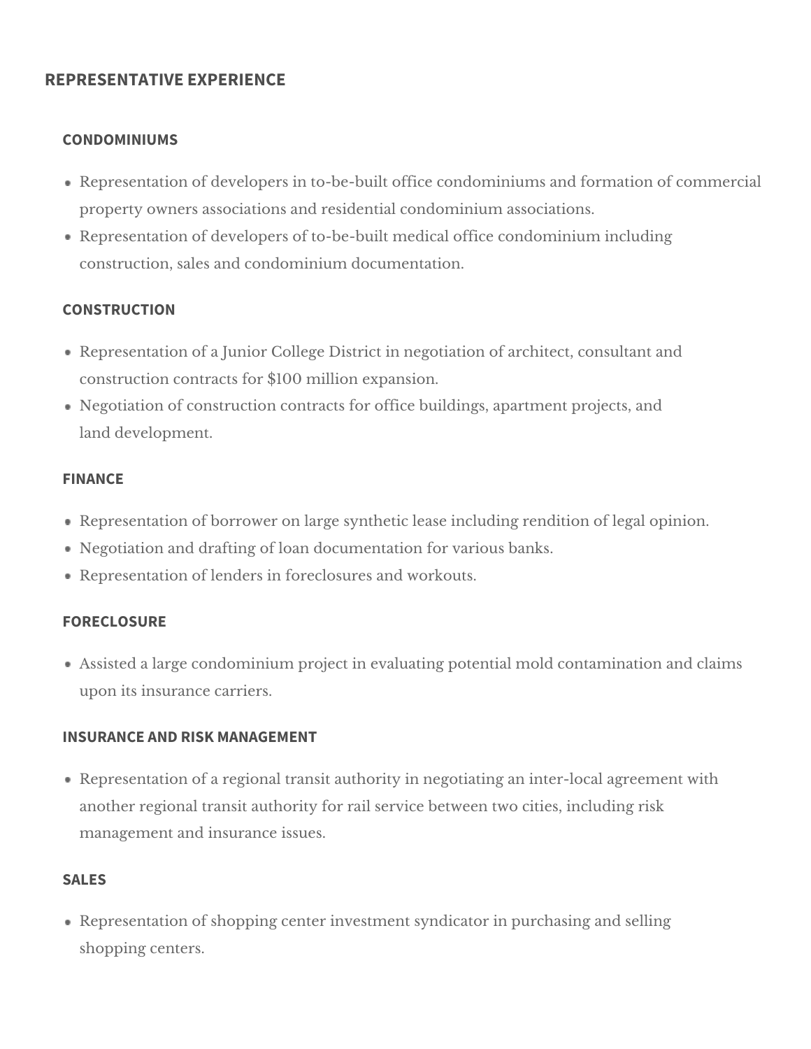## REPRESENTATIVE EXPERIENCE

### CONDOMINIUMS

- Representation of developers in to-be-built office condominiums and formation of commercial property owners associations and residential condominium associations.
- Representation of developers of to-be-built medical office condominium including construction, sales and condominium documentation.

### CONSTRUCTION

- Representation of a Junior College District in negotiation of architect, consultant and construction contracts for $100 million expansion.
- Negotiation of construction contracts for office buildings, apartment projects, and land development.

### FINANCE

- Representation of borrower on large synthetic lease including rendition of legal opinion.
- Negotiation and drafting of loan documentation for various banks.
- Representation of lenders in foreclosures and workouts.

### FORECLOSURE

- Assisted a large condominium project in evaluating potential mold contamination and claims upon its insurance carriers.

### INSURANCE AND RISK MANAGEMENT

- Representation of a regional transit authority in negotiating an inter-local agreement with another regional transit authority for rail service between two cities, including risk management and insurance issues.

### SALES

- Representation of shopping center investment syndicator in purchasing and selling shopping centers.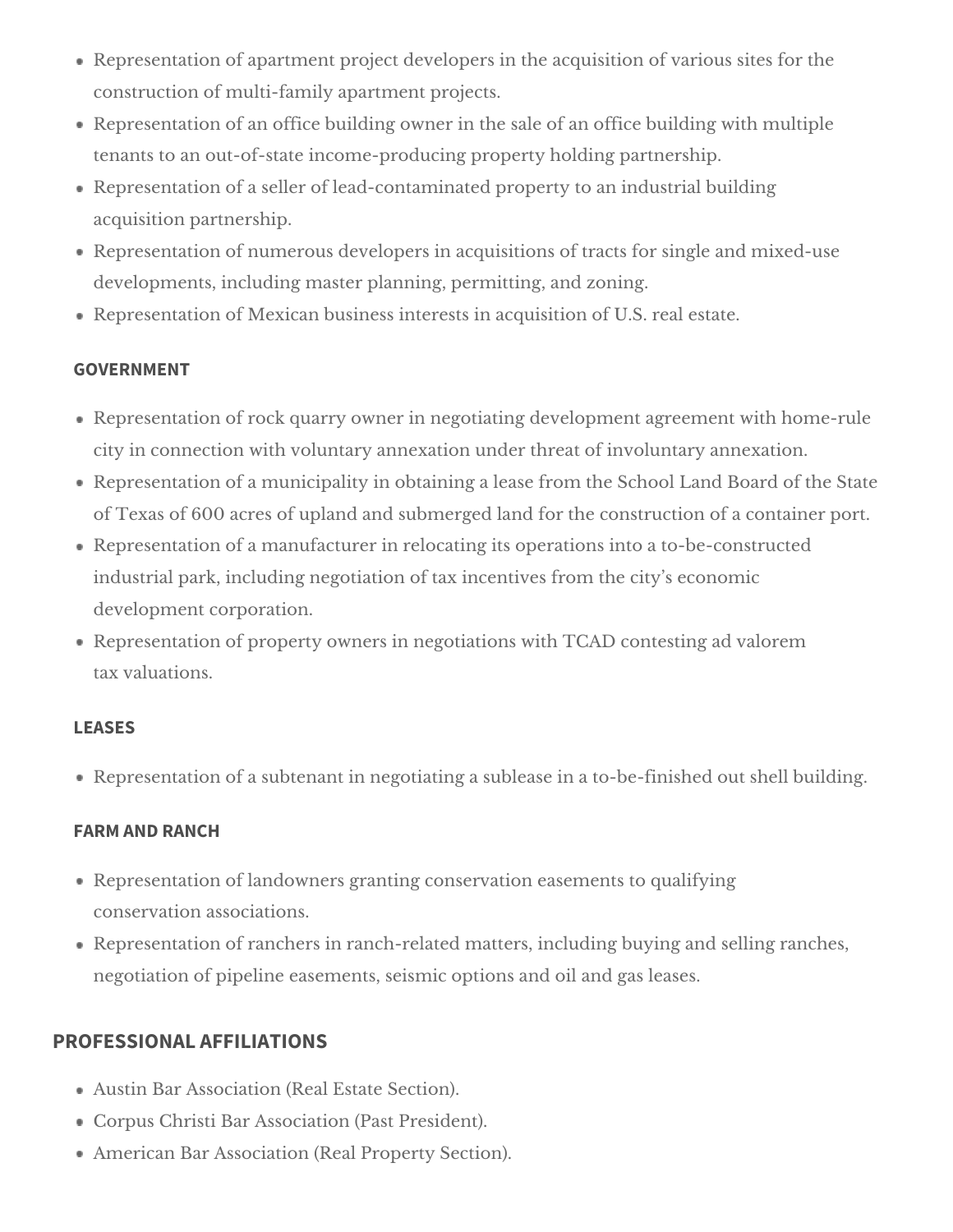- Representation of apartment project developers in the acquisition of various sites for the construction of multi-family apartment projects.
- Representation of an office building owner in the sale of an office building with multiple tenants to an out-of-state income-producing property holding partnership.
- Representation of a seller of lead-contaminated property to an industrial building acquisition partnership.
- Representation of numerous developers in acquisitions of tracts for single and mixed-use developments, including master planning, permitting, and zoning.
- Representation of Mexican business interests in acquisition of U.S. real estate.

### GOVERNMENT

- Representation of rock quarry owner in negotiating development agreement with home-rule city in connection with voluntary annexation under threat of involuntary annexation.
- Representation of a municipality in obtaining a lease from the School Land Board of the State of Texas of 600 acres of upland and submerged land for the construction of a container port.
- Representation of a manufacturer in relocating its operations into a to-be-constructed industrial park, including negotiation of tax incentives from the city's economic development corporation.
- Representation of property owners in negotiations with TCAD contesting ad valorem tax valuations.

### LEASES

- Representation of a subtenant in negotiating a sublease in a to-be-finished out shell building.

### FARM AND RANCH

- Representation of landowners granting conservation easements to qualifying conservation associations.
- Representation of ranchers in ranch-related matters, including buying and selling ranches, negotiation of pipeline easements, seismic options and oil and gas leases.

## PROFESSIONAL AFFILIATIONS

- Austin Bar Association (Real Estate Section).
- Corpus Christi Bar Association (Past President).
- American Bar Association (Real Property Section).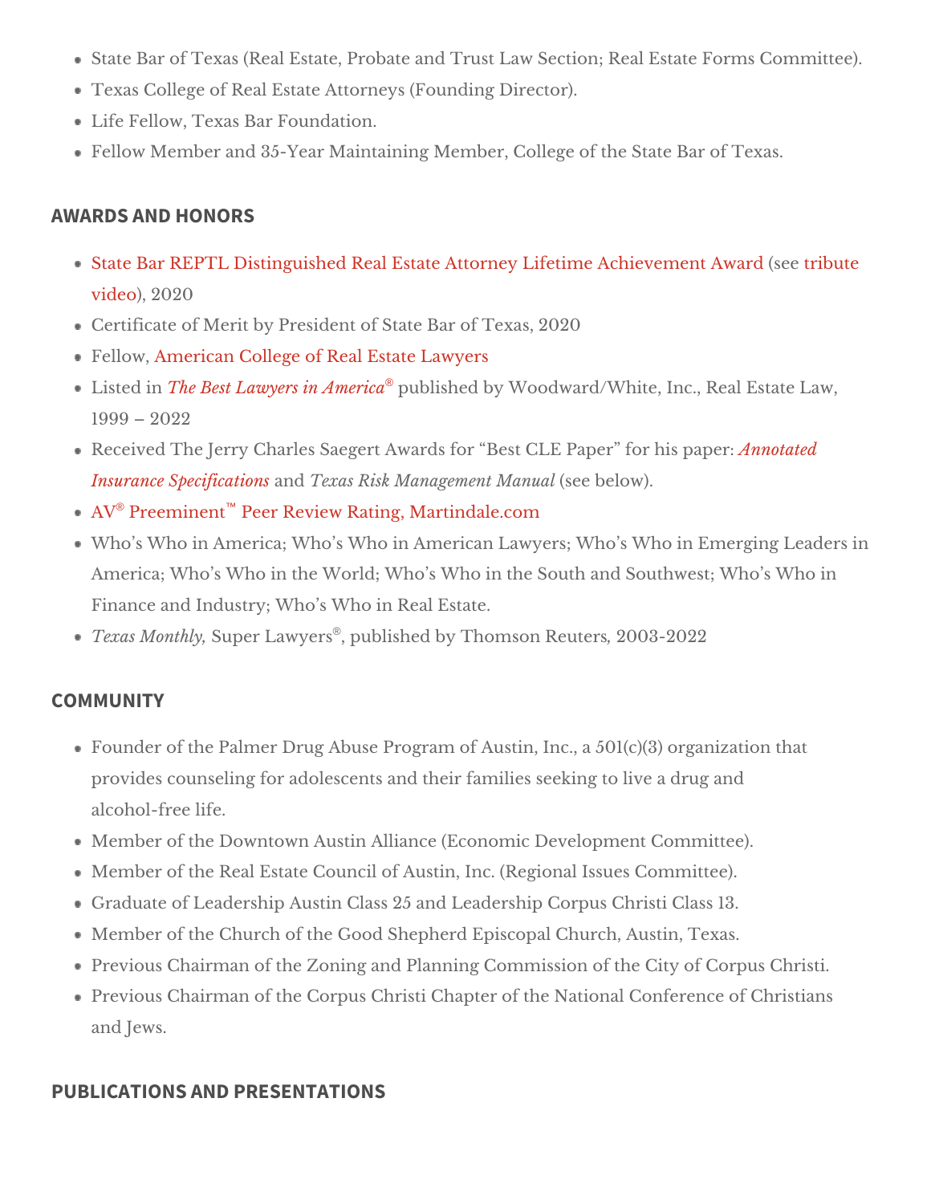- State Bar of Texas (Real Estate, Probate and Trust Law Section; Real Estate Forms Committee).
- Texas College of Real Estate Attorneys (Founding Director).
- Life Fellow, Texas Bar Foundation.
- Fellow Member and 35-Year Maintaining Member, College of the State Bar of Texas.

## AWARDS AND HONORS

- State Bar REPTL Distinguished Real Estate Attorney Lifetime Achievement Award (see tribute video), 2020
- Certificate of Merit by President of State Bar of Texas, 2020
- Fellow, American College of Real Estate Lawyers
- Listed in *The Best Lawyers in America®* published by Woodward/White, Inc., Real Estate Law, 1999 – 2022
- Received The Jerry Charles Saegert Awards for "Best CLE Paper" for his paper: *Annotated Insurance Specifications* and *Texas Risk Management Manual* (see below).
- AV® Preeminent™ Peer Review Rating, Martindale.com
- Who's Who in America; Who's Who in American Lawyers; Who's Who in Emerging Leaders in America; Who's Who in the World; Who's Who in the South and Southwest; Who's Who in Finance and Industry; Who's Who in Real Estate.
- *Texas Monthly,* Super Lawyers®, published by Thomson Reuters, 2003-2022

## COMMUNITY

- Founder of the Palmer Drug Abuse Program of Austin, Inc., a 501(c)(3) organization that provides counseling for adolescents and their families seeking to live a drug and alcohol-free life.
- Member of the Downtown Austin Alliance (Economic Development Committee).
- Member of the Real Estate Council of Austin, Inc. (Regional Issues Committee).
- Graduate of Leadership Austin Class 25 and Leadership Corpus Christi Class 13.
- Member of the Church of the Good Shepherd Episcopal Church, Austin, Texas.
- Previous Chairman of the Zoning and Planning Commission of the City of Corpus Christi.
- Previous Chairman of the Corpus Christi Chapter of the National Conference of Christians and Jews.

## PUBLICATIONS AND PRESENTATIONS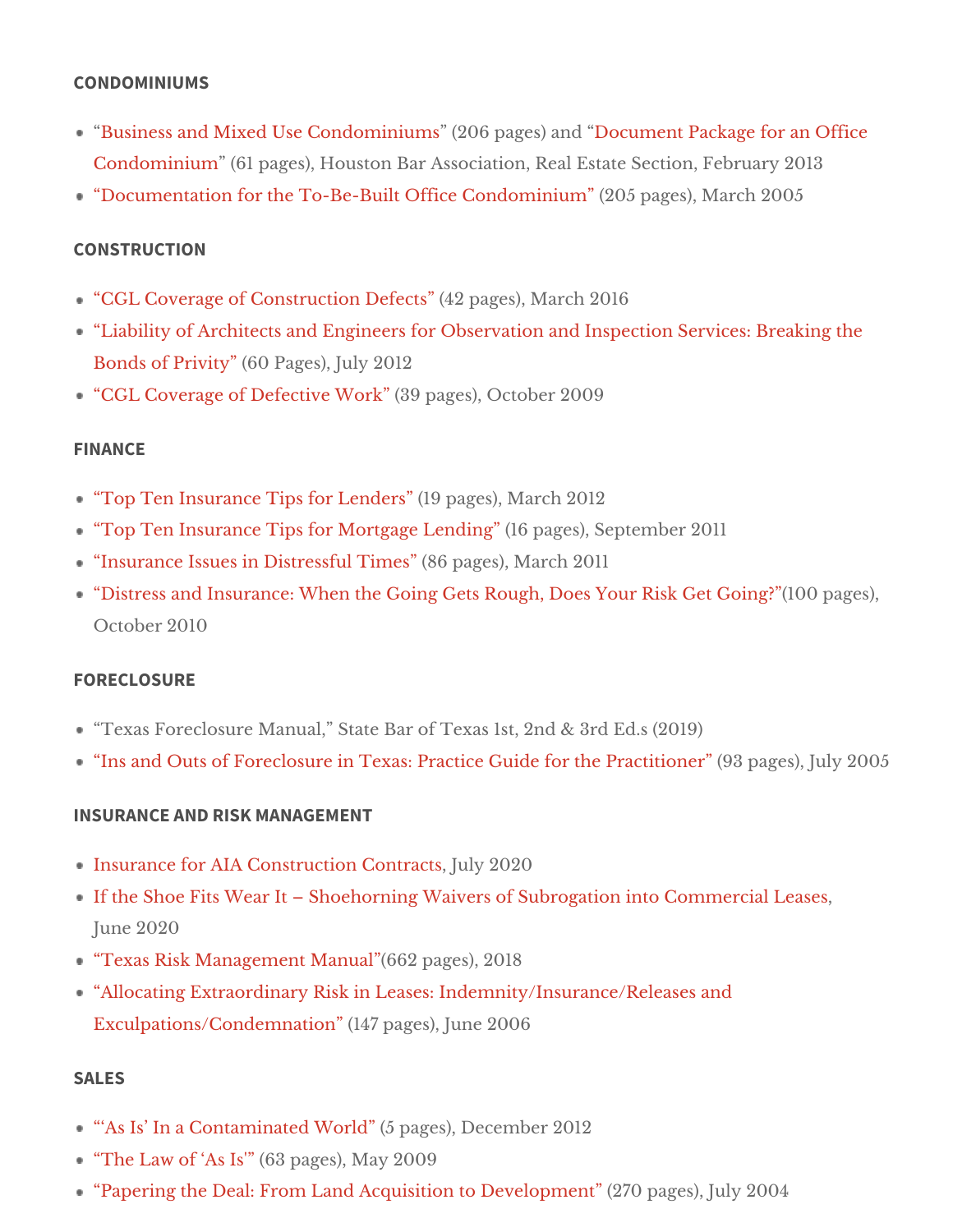### CONDOMINIUMS

- "Business and Mixed Use Condominiums" (206 pages) and "Document Package for an Office Condominium" (61 pages), Houston Bar Association, Real Estate Section, February 2013
- "Documentation for the To-Be-Built Office Condominium" (205 pages), March 2005

### CONSTRUCTION

- "CGL Coverage of Construction Defects" (42 pages), March 2016
- "Liability of Architects and Engineers for Observation and Inspection Services: Breaking the Bonds of Privity" (60 Pages), July 2012
- "CGL Coverage of Defective Work" (39 pages), October 2009

### FINANCE

- "Top Ten Insurance Tips for Lenders" (19 pages), March 2012
- "Top Ten Insurance Tips for Mortgage Lending" (16 pages), September 2011
- "Insurance Issues in Distressful Times" (86 pages), March 2011
- "Distress and Insurance: When the Going Gets Rough, Does Your Risk Get Going?"(100 pages), October 2010

### FORECLOSURE

- "Texas Foreclosure Manual," State Bar of Texas 1st, 2nd & 3rd Ed.s (2019)
- "Ins and Outs of Foreclosure in Texas: Practice Guide for the Practitioner" (93 pages), July 2005

### INSURANCE AND RISK MANAGEMENT

- Insurance for AIA Construction Contracts, July 2020
- If the Shoe Fits Wear It – Shoehorning Waivers of Subrogation into Commercial Leases, June 2020
- "Texas Risk Management Manual"(662 pages), 2018
- "Allocating Extraordinary Risk in Leases: Indemnity/Insurance/Releases and Exculpations/Condemnation" (147 pages), June 2006

### SALES

- "'As Is' In a Contaminated World" (5 pages), December 2012
- "The Law of 'As Is'" (63 pages), May 2009
- "Papering the Deal: From Land Acquisition to Development" (270 pages), July 2004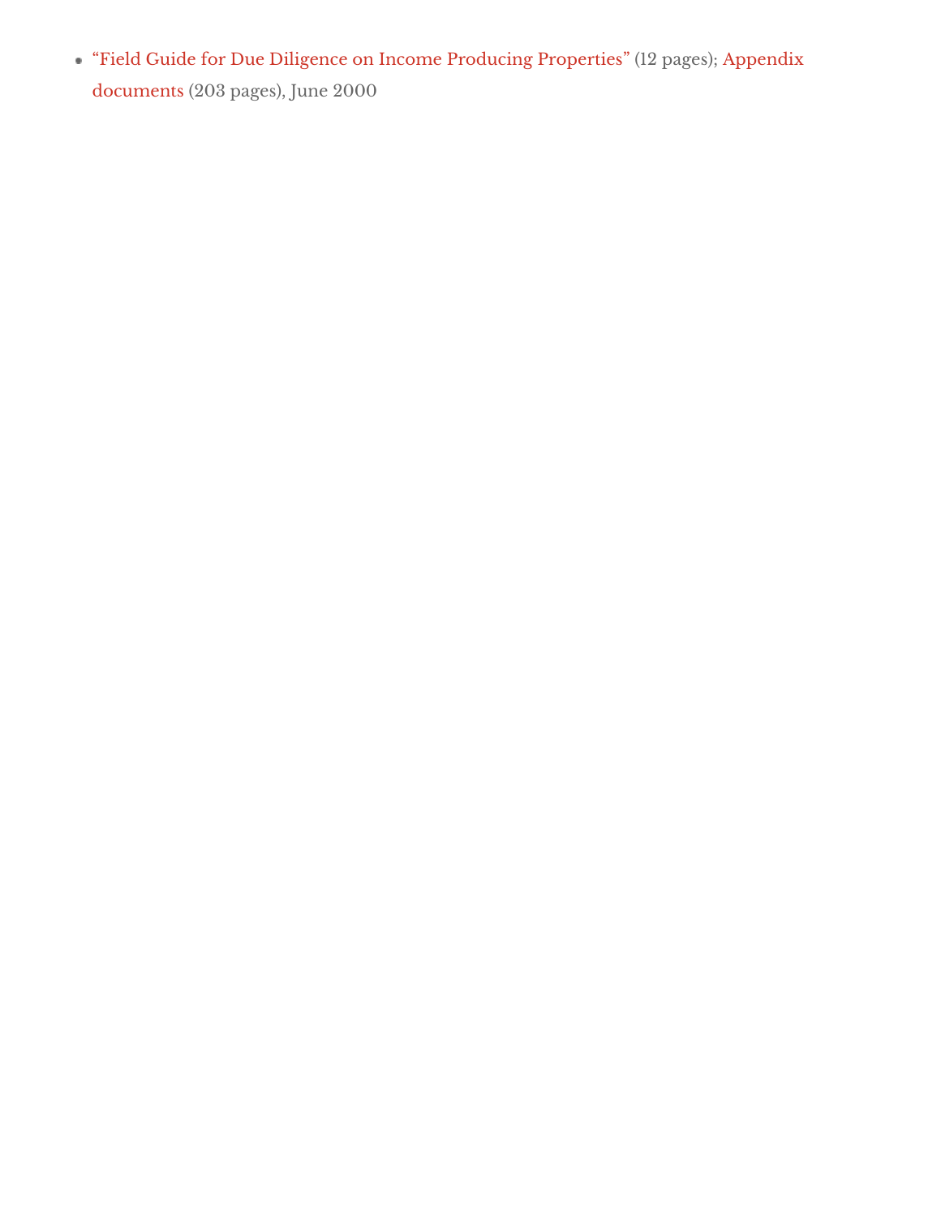- "Field Guide for Due Diligence on Income Producing Properties" (12 pages); Appendix documents (203 pages), June 2000